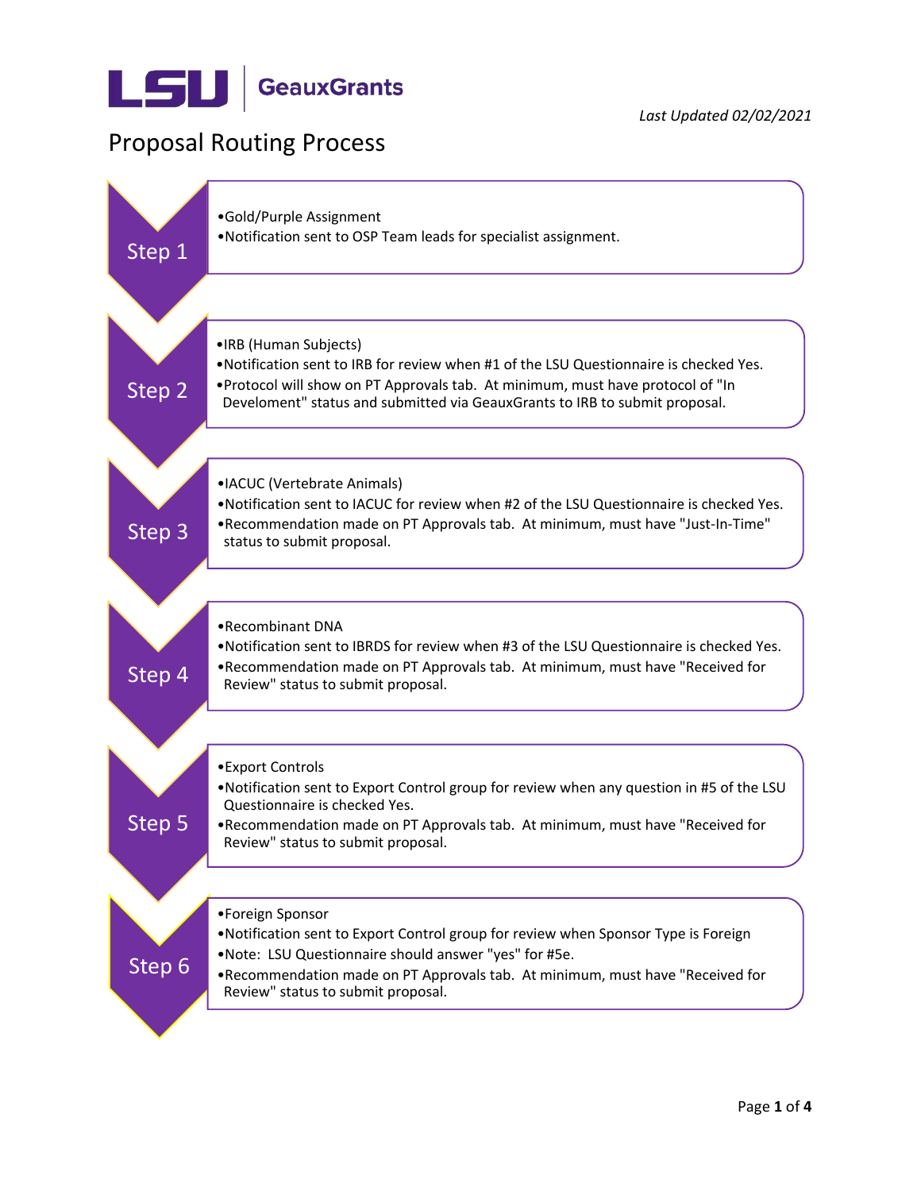LSU | GeauxGrants

*Last Updated 02/02/2021*

# Proposal Routing Process

## Step 1

- Gold/Purple Assignment
- Notification sent to OSP Team leads for specialist assignment.

## Step 2

- IRB (Human Subjects)
- Notification sent to IRB for review when #1 of the LSU Questionnaire is checked Yes.
- Protocol will show on PT Approvals tab. At minimum, must have protocol of "In Develoment" status and submitted via GeauxGrants to IRB to submit proposal.

## Step 3

- IACUC (Vertebrate Animals)
- Notification sent to IACUC for review when #2 of the LSU Questionnaire is checked Yes.
- Recommendation made on PT Approvals tab. At minimum, must have "Just-In-Time" status to submit proposal.

## Step 4

- Recombinant DNA
- Notification sent to IBRDS for review when #3 of the LSU Questionnaire is checked Yes.
- Recommendation made on PT Approvals tab. At minimum, must have "Received for Review" status to submit proposal.

## Step 5

- Export Controls
- Notification sent to Export Control group for review when any question in #5 of the LSU Questionnaire is checked Yes.
- Recommendation made on PT Approvals tab. At minimum, must have "Received for Review" status to submit proposal.

## Step 6

- Foreign Sponsor
- Notification sent to Export Control group for review when Sponsor Type is Foreign
- Note: LSU Questionnaire should answer "yes" for #5e.
- Recommendation made on PT Approvals tab. At minimum, must have "Received for Review" status to submit proposal.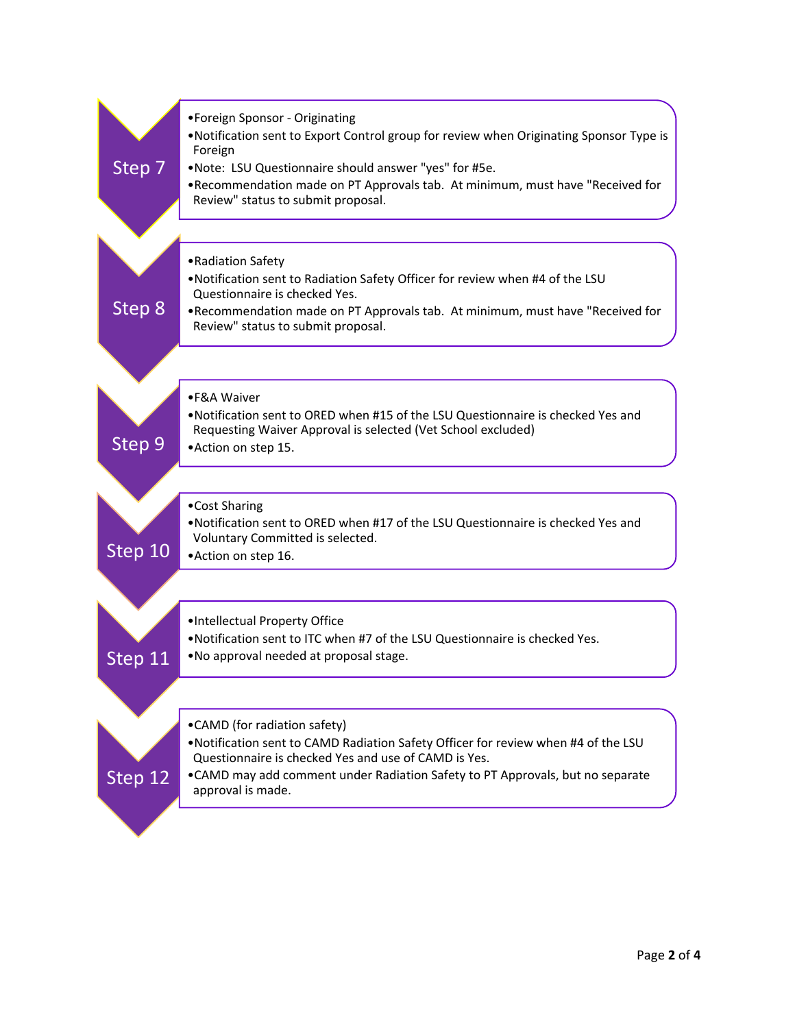## Step 7

- Foreign Sponsor - Originating
- Notification sent to Export Control group for review when Originating Sponsor Type is Foreign
- Note: LSU Questionnaire should answer "yes" for #5e.
- Recommendation made on PT Approvals tab. At minimum, must have "Received for Review" status to submit proposal.

## Step 8

- Radiation Safety
- Notification sent to Radiation Safety Officer for review when #4 of the LSU Questionnaire is checked Yes.
- Recommendation made on PT Approvals tab. At minimum, must have "Received for Review" status to submit proposal.

## Step 9

- F&A Waiver
- Notification sent to ORED when #15 of the LSU Questionnaire is checked Yes and Requesting Waiver Approval is selected (Vet School excluded)
- Action on step 15.

## Step 10

- Cost Sharing
- Notification sent to ORED when #17 of the LSU Questionnaire is checked Yes and Voluntary Committed is selected.
- Action on step 16.

## Step 11

- Intellectual Property Office
- Notification sent to ITC when #7 of the LSU Questionnaire is checked Yes.
- No approval needed at proposal stage.

## Step 12

- CAMD (for radiation safety)
- Notification sent to CAMD Radiation Safety Officer for review when #4 of the LSU Questionnaire is checked Yes and use of CAMD is Yes.
- CAMD may add comment under Radiation Safety to PT Approvals, but no separate approval is made.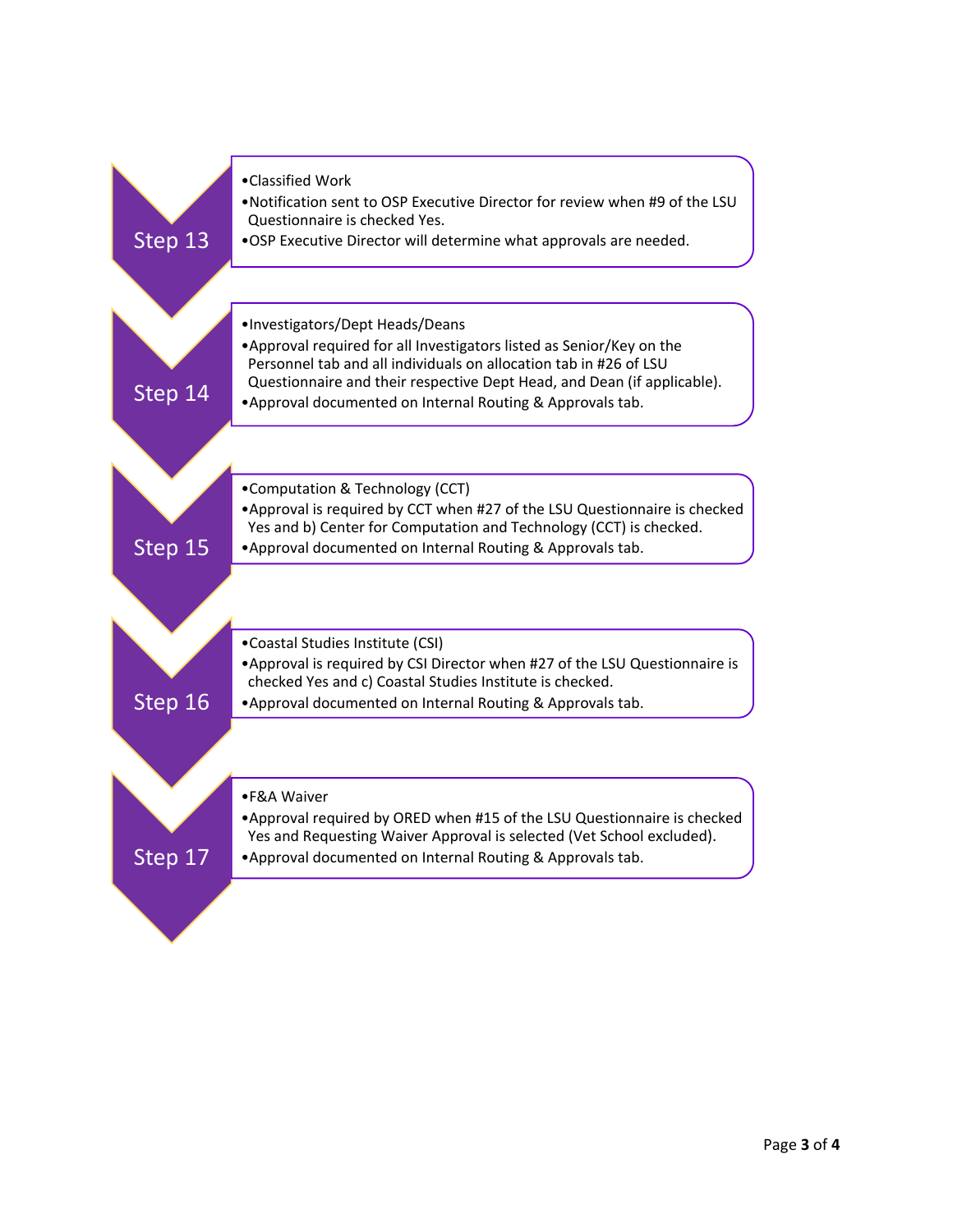## Step 13

- Classified Work
- Notification sent to OSP Executive Director for review when #9 of the LSU Questionnaire is checked Yes.
- OSP Executive Director will determine what approvals are needed.

## Step 14

- Investigators/Dept Heads/Deans
- Approval required for all Investigators listed as Senior/Key on the Personnel tab and all individuals on allocation tab in #26 of LSU Questionnaire and their respective Dept Head, and Dean (if applicable).
- Approval documented on Internal Routing & Approvals tab.

## Step 15

- Computation & Technology (CCT)
- Approval is required by CCT when #27 of the LSU Questionnaire is checked Yes and b) Center for Computation and Technology (CCT) is checked.
- Approval documented on Internal Routing & Approvals tab.

## Step 16

- Coastal Studies Institute (CSI)
- Approval is required by CSI Director when #27 of the LSU Questionnaire is checked Yes and c) Coastal Studies Institute is checked.
- Approval documented on Internal Routing & Approvals tab.

## Step 17

- F&A Waiver
- Approval required by ORED when #15 of the LSU Questionnaire is checked Yes and Requesting Waiver Approval is selected (Vet School excluded).
- Approval documented on Internal Routing & Approvals tab.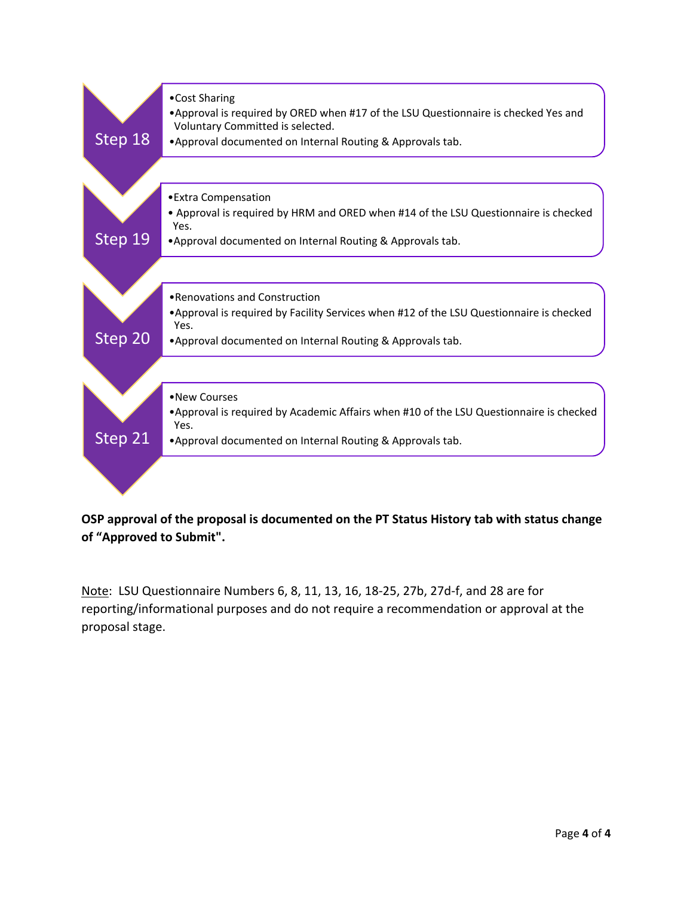**Step 18**

- Cost Sharing
- Approval is required by ORED when #17 of the LSU Questionnaire is checked Yes and Voluntary Committed is selected.
- Approval documented on Internal Routing & Approvals tab.

**Step 19**

- Extra Compensation
- Approval is required by HRM and ORED when #14 of the LSU Questionnaire is checked Yes.
- Approval documented on Internal Routing & Approvals tab.

**Step 20**

- Renovations and Construction
- Approval is required by Facility Services when #12 of the LSU Questionnaire is checked Yes.
- Approval documented on Internal Routing & Approvals tab.

**Step 21**

- New Courses
- Approval is required by Academic Affairs when #10 of the LSU Questionnaire is checked Yes.
- Approval documented on Internal Routing & Approvals tab.

**OSP approval of the proposal is documented on the PT Status History tab with status change of "Approved to Submit".**

<u>Note</u>: LSU Questionnaire Numbers 6, 8, 11, 13, 16, 18-25, 27b, 27d-f, and 28 are for reporting/informational purposes and do not require a recommendation or approval at the proposal stage.